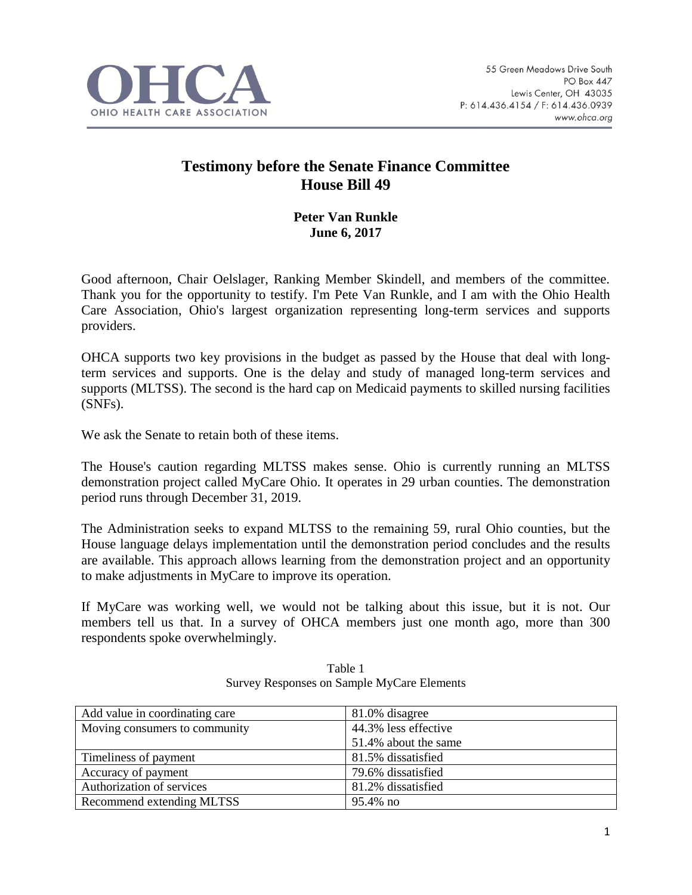OHCA
OHIO HEALTH CARE ASSOCIATION

55 Green Meadows Drive South
PO Box 447
Lewis Center, OH 43035
P: 614.436.4154 / F: 614.436.0939
www.ohca.org

# Testimony before the Senate Finance Committee
# House Bill 49

**Peter Van Runkle**
**June 6, 2017**

Good afternoon, Chair Oelslager, Ranking Member Skindell, and members of the committee. Thank you for the opportunity to testify. I'm Pete Van Runkle, and I am with the Ohio Health Care Association, Ohio's largest organization representing long-term services and supports providers.

OHCA supports two key provisions in the budget as passed by the House that deal with long-term services and supports. One is the delay and study of managed long-term services and supports (MLTSS). The second is the hard cap on Medicaid payments to skilled nursing facilities (SNFs).

We ask the Senate to retain both of these items.

The House's caution regarding MLTSS makes sense. Ohio is currently running an MLTSS demonstration project called MyCare Ohio. It operates in 29 urban counties. The demonstration period runs through December 31, 2019.

The Administration seeks to expand MLTSS to the remaining 59, rural Ohio counties, but the House language delays implementation until the demonstration period concludes and the results are available. This approach allows learning from the demonstration project and an opportunity to make adjustments in MyCare to improve its operation.

If MyCare was working well, we would not be talking about this issue, but it is not. Our members tell us that. In a survey of OHCA members just one month ago, more than 300 respondents spoke overwhelmingly.

Table 1
Survey Responses on Sample MyCare Elements

| | |
|---|---|
| Add value in coordinating care | 81.0% disagree |
| Moving consumers to community | 44.3% less effective<br>51.4% about the same |
| Timeliness of payment | 81.5% dissatisfied |
| Accuracy of payment | 79.6% dissatisfied |
| Authorization of services | 81.2% dissatisfied |
| Recommend extending MLTSS | 95.4% no |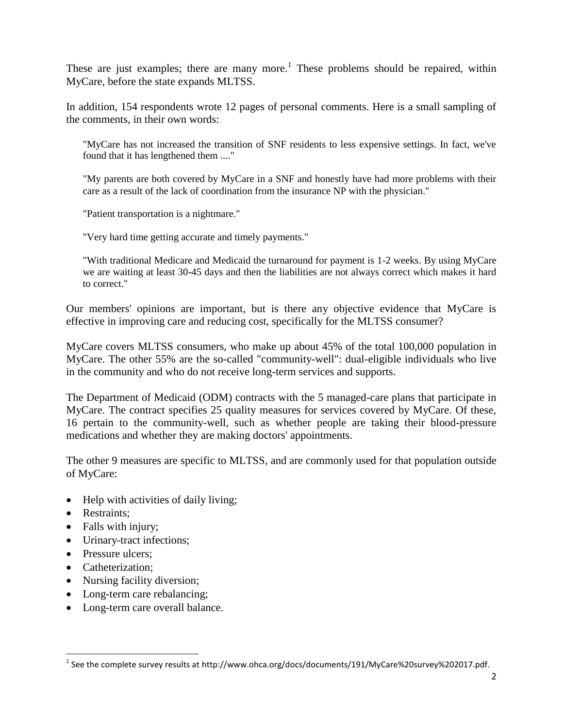These are just examples; there are many more.[1] These problems should be repaired, within MyCare, before the state expands MLTSS.

In addition, 154 respondents wrote 12 pages of personal comments. Here is a small sampling of the comments, in their own words:

> "MyCare has not increased the transition of SNF residents to less expensive settings. In fact, we've found that it has lengthened them ...."

> "My parents are both covered by MyCare in a SNF and honestly have had more problems with their care as a result of the lack of coordination from the insurance NP with the physician."

> "Patient transportation is a nightmare."

> "Very hard time getting accurate and timely payments."

> "With traditional Medicare and Medicaid the turnaround for payment is 1-2 weeks. By using MyCare we are waiting at least 30-45 days and then the liabilities are not always correct which makes it hard to correct."

Our members' opinions are important, but is there any objective evidence that MyCare is effective in improving care and reducing cost, specifically for the MLTSS consumer?

MyCare covers MLTSS consumers, who make up about 45% of the total 100,000 population in MyCare. The other 55% are the so-called "community-well": dual-eligible individuals who live in the community and who do not receive long-term services and supports.

The Department of Medicaid (ODM) contracts with the 5 managed-care plans that participate in MyCare. The contract specifies 25 quality measures for services covered by MyCare. Of these, 16 pertain to the community-well, such as whether people are taking their blood-pressure medications and whether they are making doctors' appointments.

The other 9 measures are specific to MLTSS, and are commonly used for that population outside of MyCare:

- Help with activities of daily living;
- Restraints;
- Falls with injury;
- Urinary-tract infections;
- Pressure ulcers;
- Catheterization;
- Nursing facility diversion;
- Long-term care rebalancing;
- Long-term care overall balance.

[1] See the complete survey results at http://www.ohca.org/docs/documents/191/MyCare%20survey%202017.pdf.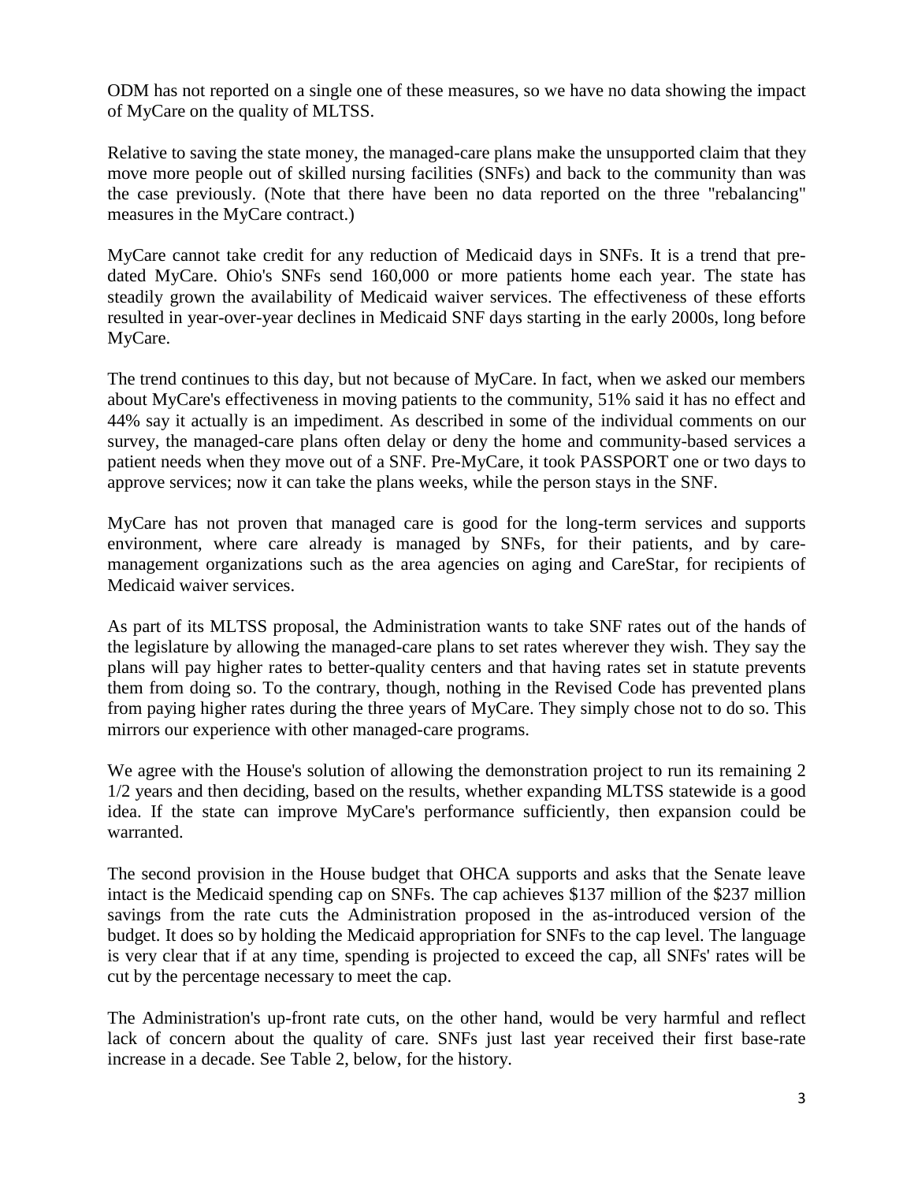ODM has not reported on a single one of these measures, so we have no data showing the impact of MyCare on the quality of MLTSS.

Relative to saving the state money, the managed-care plans make the unsupported claim that they move more people out of skilled nursing facilities (SNFs) and back to the community than was the case previously. (Note that there have been no data reported on the three "rebalancing" measures in the MyCare contract.)

MyCare cannot take credit for any reduction of Medicaid days in SNFs. It is a trend that pre-dated MyCare. Ohio's SNFs send 160,000 or more patients home each year. The state has steadily grown the availability of Medicaid waiver services. The effectiveness of these efforts resulted in year-over-year declines in Medicaid SNF days starting in the early 2000s, long before MyCare.

The trend continues to this day, but not because of MyCare. In fact, when we asked our members about MyCare's effectiveness in moving patients to the community, 51% said it has no effect and 44% say it actually is an impediment. As described in some of the individual comments on our survey, the managed-care plans often delay or deny the home and community-based services a patient needs when they move out of a SNF. Pre-MyCare, it took PASSPORT one or two days to approve services; now it can take the plans weeks, while the person stays in the SNF.

MyCare has not proven that managed care is good for the long-term services and supports environment, where care already is managed by SNFs, for their patients, and by care-management organizations such as the area agencies on aging and CareStar, for recipients of Medicaid waiver services.

As part of its MLTSS proposal, the Administration wants to take SNF rates out of the hands of the legislature by allowing the managed-care plans to set rates wherever they wish. They say the plans will pay higher rates to better-quality centers and that having rates set in statute prevents them from doing so. To the contrary, though, nothing in the Revised Code has prevented plans from paying higher rates during the three years of MyCare. They simply chose not to do so. This mirrors our experience with other managed-care programs.

We agree with the House's solution of allowing the demonstration project to run its remaining 2 1/2 years and then deciding, based on the results, whether expanding MLTSS statewide is a good idea. If the state can improve MyCare's performance sufficiently, then expansion could be warranted.

The second provision in the House budget that OHCA supports and asks that the Senate leave intact is the Medicaid spending cap on SNFs. The cap achieves $137 million of the $237 million savings from the rate cuts the Administration proposed in the as-introduced version of the budget. It does so by holding the Medicaid appropriation for SNFs to the cap level. The language is very clear that if at any time, spending is projected to exceed the cap, all SNFs' rates will be cut by the percentage necessary to meet the cap.

The Administration's up-front rate cuts, on the other hand, would be very harmful and reflect lack of concern about the quality of care. SNFs just last year received their first base-rate increase in a decade. See Table 2, below, for the history.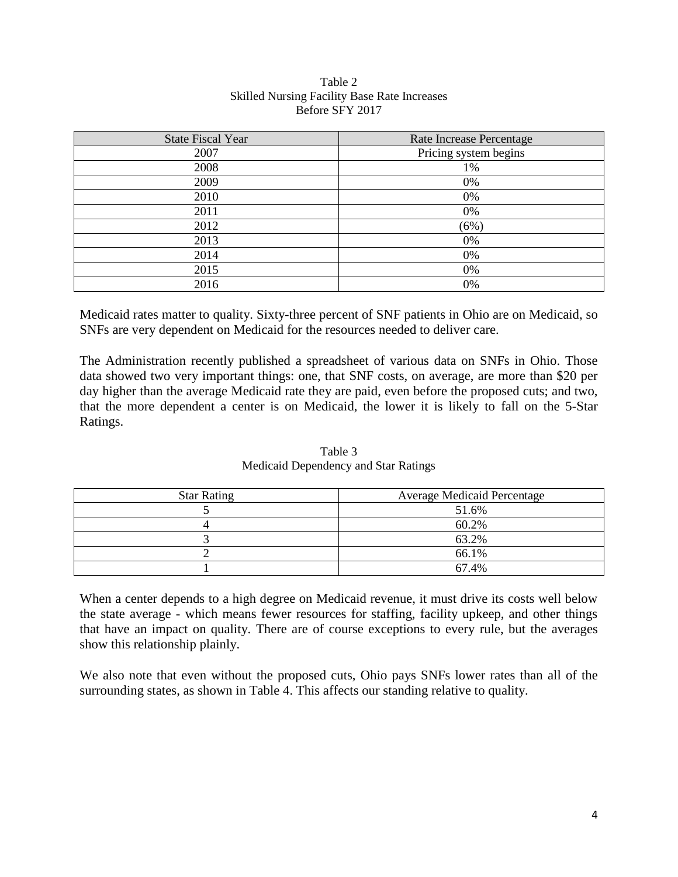Table 2
Skilled Nursing Facility Base Rate Increases
Before SFY 2017

| State Fiscal Year | Rate Increase Percentage |
| --- | --- |
| 2007 | Pricing system begins |
| 2008 | 1% |
| 2009 | 0% |
| 2010 | 0% |
| 2011 | 0% |
| 2012 | (6%) |
| 2013 | 0% |
| 2014 | 0% |
| 2015 | 0% |
| 2016 | 0% |

Medicaid rates matter to quality. Sixty-three percent of SNF patients in Ohio are on Medicaid, so SNFs are very dependent on Medicaid for the resources needed to deliver care.

The Administration recently published a spreadsheet of various data on SNFs in Ohio. Those data showed two very important things: one, that SNF costs, on average, are more than $20 per day higher than the average Medicaid rate they are paid, even before the proposed cuts; and two, that the more dependent a center is on Medicaid, the lower it is likely to fall on the 5-Star Ratings.

Table 3
Medicaid Dependency and Star Ratings

| Star Rating | Average Medicaid Percentage |
| --- | --- |
| 5 | 51.6% |
| 4 | 60.2% |
| 3 | 63.2% |
| 2 | 66.1% |
| 1 | 67.4% |

When a center depends to a high degree on Medicaid revenue, it must drive its costs well below the state average - which means fewer resources for staffing, facility upkeep, and other things that have an impact on quality. There are of course exceptions to every rule, but the averages show this relationship plainly.

We also note that even without the proposed cuts, Ohio pays SNFs lower rates than all of the surrounding states, as shown in Table 4. This affects our standing relative to quality.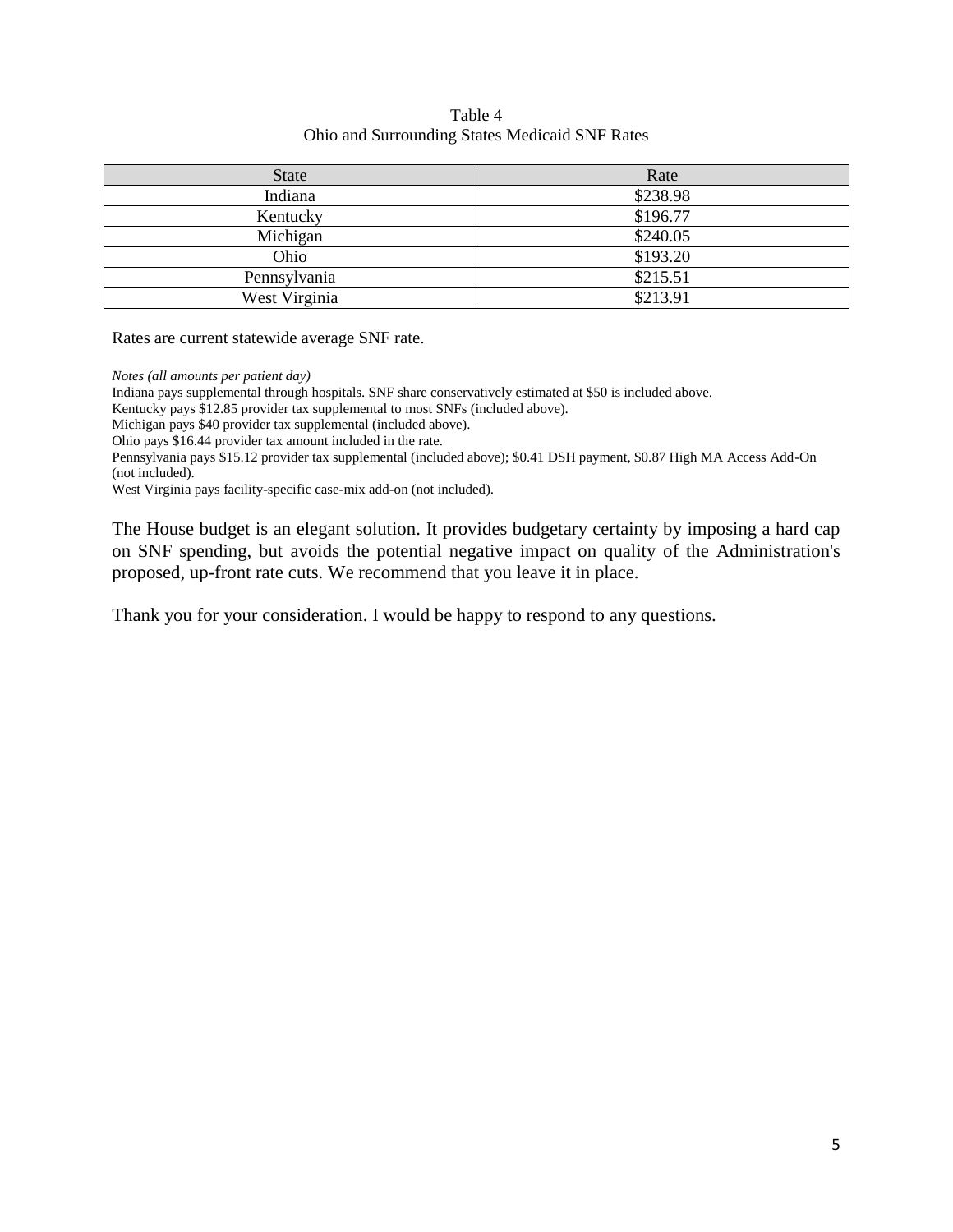Table 4
Ohio and Surrounding States Medicaid SNF Rates

| State | Rate |
|---|---|
| Indiana | $238.98 |
| Kentucky | $196.77 |
| Michigan | $240.05 |
| Ohio | $193.20 |
| Pennsylvania | $215.51 |
| West Virginia | $213.91 |

Rates are current statewide average SNF rate.

*Notes (all amounts per patient day)*

Indiana pays supplemental through hospitals. SNF share conservatively estimated at $50 is included above.
Kentucky pays $12.85 provider tax supplemental to most SNFs (included above).
Michigan pays $40 provider tax supplemental (included above).
Ohio pays $16.44 provider tax amount included in the rate.
Pennsylvania pays $15.12 provider tax supplemental (included above); $0.41 DSH payment, $0.87 High MA Access Add-On (not included).
West Virginia pays facility-specific case-mix add-on (not included).

The House budget is an elegant solution. It provides budgetary certainty by imposing a hard cap on SNF spending, but avoids the potential negative impact on quality of the Administration's proposed, up-front rate cuts. We recommend that you leave it in place.

Thank you for your consideration. I would be happy to respond to any questions.